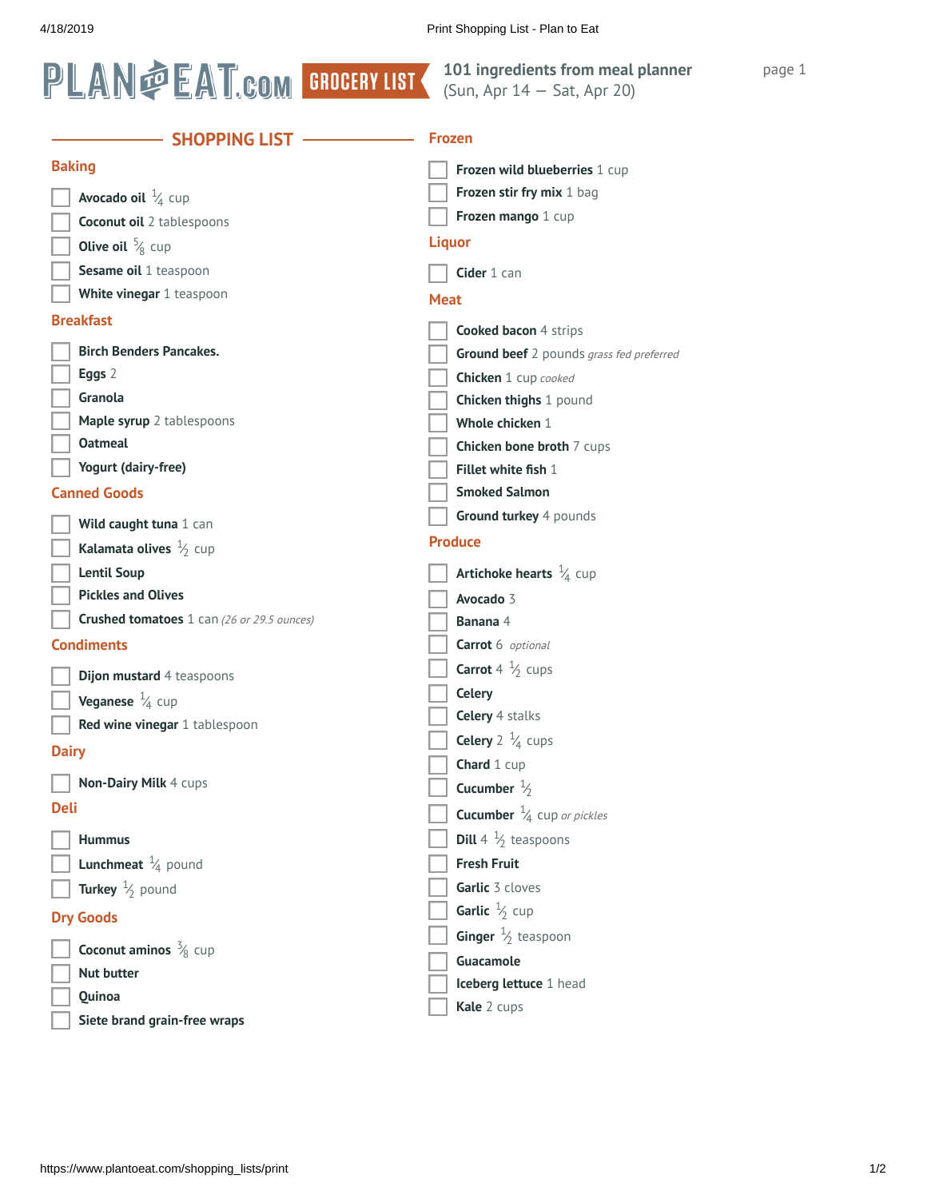# PLAN TO EAT.COM GROCERY LIST

**101 ingredients from meal planner**
(Sun, Apr 14 — Sat, Apr 20)

## SHOPPING LIST

### Baking

- [ ] **Avocado oil** ¼ cup
- [ ] **Coconut oil** 2 tablespoons
- [ ] **Olive oil** ⅝ cup
- [ ] **Sesame oil** 1 teaspoon
- [ ] **White vinegar** 1 teaspoon

### Breakfast

- [ ] **Birch Benders Pancakes.**
- [ ] **Eggs** 2
- [ ] **Granola**
- [ ] **Maple syrup** 2 tablespoons
- [ ] **Oatmeal**
- [ ] **Yogurt (dairy-free)**

### Canned Goods

- [ ] **Wild caught tuna** 1 can
- [ ] **Kalamata olives** ½ cup
- [ ] **Lentil Soup**
- [ ] **Pickles and Olives**
- [ ] **Crushed tomatoes** 1 can *(26 or 29.5 ounces)*

### Condiments

- [ ] **Dijon mustard** 4 teaspoons
- [ ] **Veganese** ¼ cup
- [ ] **Red wine vinegar** 1 tablespoon

### Dairy

- [ ] **Non-Dairy Milk** 4 cups

### Deli

- [ ] **Hummus**
- [ ] **Lunchmeat** ¼ pound
- [ ] **Turkey** ½ pound

### Dry Goods

- [ ] **Coconut aminos** ⅜ cup
- [ ] **Nut butter**
- [ ] **Quinoa**
- [ ] **Siete brand grain-free wraps**

### Frozen

- [ ] **Frozen wild blueberries** 1 cup
- [ ] **Frozen stir fry mix** 1 bag
- [ ] **Frozen mango** 1 cup

### Liquor

- [ ] **Cider** 1 can

### Meat

- [ ] **Cooked bacon** 4 strips
- [ ] **Ground beef** 2 pounds *grass fed preferred*
- [ ] **Chicken** 1 cup *cooked*
- [ ] **Chicken thighs** 1 pound
- [ ] **Whole chicken** 1
- [ ] **Chicken bone broth** 7 cups
- [ ] **Fillet white fish** 1
- [ ] **Smoked Salmon**
- [ ] **Ground turkey** 4 pounds

### Produce

- [ ] **Artichoke hearts** ¼ cup
- [ ] **Avocado** 3
- [ ] **Banana** 4
- [ ] **Carrot** 6 *optional*
- [ ] **Carrot** 4 ½ cups
- [ ] **Celery**
- [ ] **Celery** 4 stalks
- [ ] **Celery** 2 ¼ cups
- [ ] **Chard** 1 cup
- [ ] **Cucumber** ½
- [ ] **Cucumber** ¼ cup *or pickles*
- [ ] **Dill** 4 ½ teaspoons
- [ ] **Fresh Fruit**
- [ ] **Garlic** 3 cloves
- [ ] **Garlic** ½ cup
- [ ] **Ginger** ½ teaspoon
- [ ] **Guacamole**
- [ ] **Iceberg lettuce** 1 head
- [ ] **Kale** 2 cups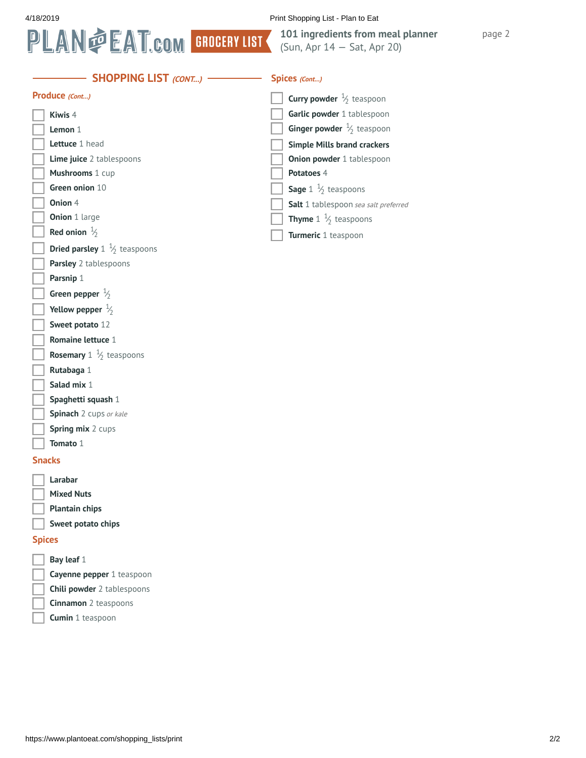**101 ingredients from meal planner**
(Sun, Apr 14 — Sat, Apr 20)

## SHOPPING LIST *(CONT...)*

### Produce *(Cont...)*

- [ ] **Kiwis** 4
- [ ] **Lemon** 1
- [ ] **Lettuce** 1 head
- [ ] **Lime juice** 2 tablespoons
- [ ] **Mushrooms** 1 cup
- [ ] **Green onion** 10
- [ ] **Onion** 4
- [ ] **Onion** 1 large
- [ ] **Red onion** ½
- [ ] **Dried parsley** 1 ½ teaspoons
- [ ] **Parsley** 2 tablespoons
- [ ] **Parsnip** 1
- [ ] **Green pepper** ½
- [ ] **Yellow pepper** ½
- [ ] **Sweet potato** 12
- [ ] **Romaine lettuce** 1
- [ ] **Rosemary** 1 ½ teaspoons
- [ ] **Rutabaga** 1
- [ ] **Salad mix** 1
- [ ] **Spaghetti squash** 1
- [ ] **Spinach** 2 cups *or kale*
- [ ] **Spring mix** 2 cups
- [ ] **Tomato** 1

### Snacks

- [ ] **Larabar**
- [ ] **Mixed Nuts**
- [ ] **Plantain chips**
- [ ] **Sweet potato chips**

### Spices

- [ ] **Bay leaf** 1
- [ ] **Cayenne pepper** 1 teaspoon
- [ ] **Chili powder** 2 tablespoons
- [ ] **Cinnamon** 2 teaspoons
- [ ] **Cumin** 1 teaspoon

### Spices *(Cont...)*

- [ ] **Curry powder** ½ teaspoon
- [ ] **Garlic powder** 1 tablespoon
- [ ] **Ginger powder** ½ teaspoon
- [ ] **Simple Mills brand crackers**
- [ ] **Onion powder** 1 tablespoon
- [ ] **Potatoes** 4
- [ ] **Sage** 1 ½ teaspoons
- [ ] **Salt** 1 tablespoon *sea salt preferred*
- [ ] **Thyme** 1 ½ teaspoons
- [ ] **Turmeric** 1 teaspoon